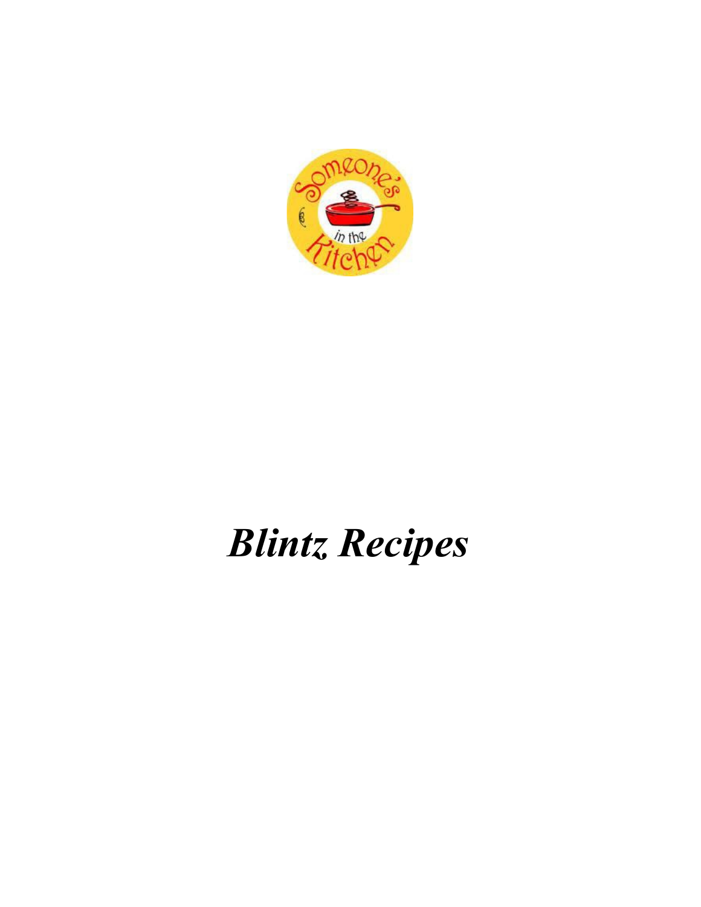# *Blintz Recipes*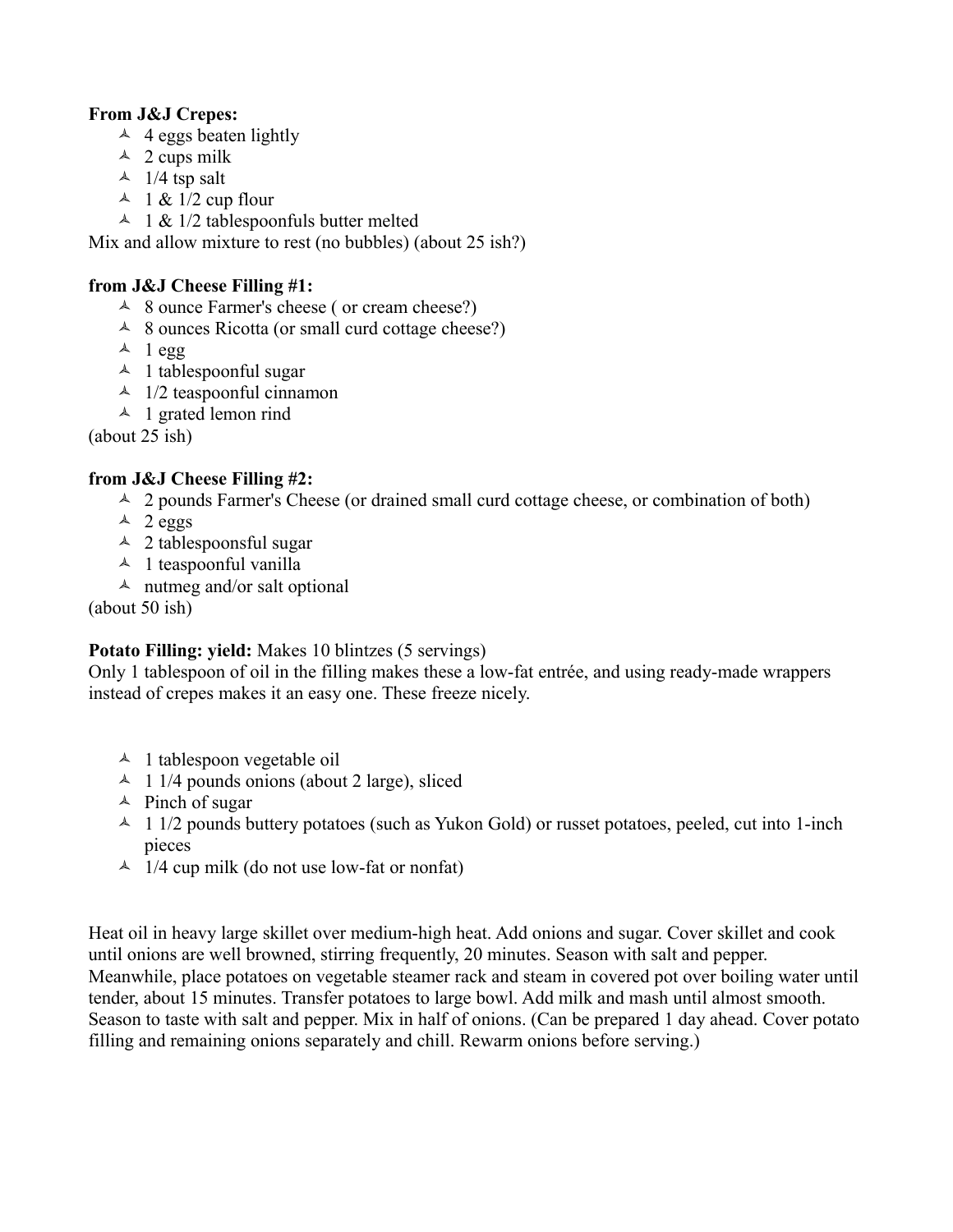**From J&J Crepes:**

- 4 eggs beaten lightly
- 2 cups milk
- 1/4 tsp salt
- 1 & 1/2 cup flour
- 1 & 1/2 tablespoonfuls butter melted

Mix and allow mixture to rest (no bubbles) (about 25 ish?)

**from J&J Cheese Filling #1:**

- 8 ounce Farmer's cheese ( or cream cheese?)
- 8 ounces Ricotta (or small curd cottage cheese?)
- 1 egg
- 1 tablespoonful sugar
- 1/2 teaspoonful cinnamon
- 1 grated lemon rind

(about 25 ish)

**from J&J Cheese Filling #2:**

- 2 pounds Farmer's Cheese (or drained small curd cottage cheese, or combination of both)
- 2 eggs
- 2 tablespoonsful sugar
- 1 teaspoonful vanilla
- nutmeg and/or salt optional

(about 50 ish)

**Potato Filling: yield:** Makes 10 blintzes (5 servings)

Only 1 tablespoon of oil in the filling makes these a low-fat entrée, and using ready-made wrappers instead of crepes makes it an easy one. These freeze nicely.

- 1 tablespoon vegetable oil
- 1 1/4 pounds onions (about 2 large), sliced
- Pinch of sugar
- 1 1/2 pounds buttery potatoes (such as Yukon Gold) or russet potatoes, peeled, cut into 1-inch pieces
- 1/4 cup milk (do not use low-fat or nonfat)

Heat oil in heavy large skillet over medium-high heat. Add onions and sugar. Cover skillet and cook until onions are well browned, stirring frequently, 20 minutes. Season with salt and pepper. Meanwhile, place potatoes on vegetable steamer rack and steam in covered pot over boiling water until tender, about 15 minutes. Transfer potatoes to large bowl. Add milk and mash until almost smooth. Season to taste with salt and pepper. Mix in half of onions. (Can be prepared 1 day ahead. Cover potato filling and remaining onions separately and chill. Rewarm onions before serving.)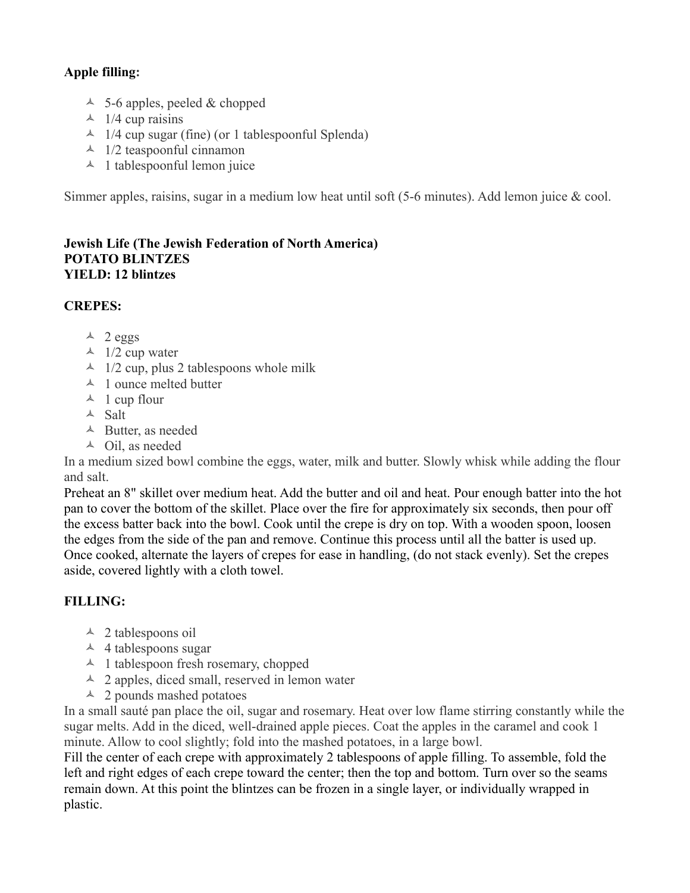**Apple filling:**

- 5-6 apples, peeled & chopped
- 1/4 cup raisins
- 1/4 cup sugar (fine) (or 1 tablespoonful Splenda)
- 1/2 teaspoonful cinnamon
- 1 tablespoonful lemon juice

Simmer apples, raisins, sugar in a medium low heat until soft (5-6 minutes). Add lemon juice & cool.

**Jewish Life (The Jewish Federation of North America)**
**POTATO BLINTZES**
**YIELD: 12 blintzes**

**CREPES:**

- 2 eggs
- 1/2 cup water
- 1/2 cup, plus 2 tablespoons whole milk
- 1 ounce melted butter
- 1 cup flour
- Salt
- Butter, as needed
- Oil, as needed

In a medium sized bowl combine the eggs, water, milk and butter. Slowly whisk while adding the flour and salt.

Preheat an 8" skillet over medium heat. Add the butter and oil and heat. Pour enough batter into the hot pan to cover the bottom of the skillet. Place over the fire for approximately six seconds, then pour off the excess batter back into the bowl. Cook until the crepe is dry on top. With a wooden spoon, loosen the edges from the side of the pan and remove. Continue this process until all the batter is used up. Once cooked, alternate the layers of crepes for ease in handling, (do not stack evenly). Set the crepes aside, covered lightly with a cloth towel.

**FILLING:**

- 2 tablespoons oil
- 4 tablespoons sugar
- 1 tablespoon fresh rosemary, chopped
- 2 apples, diced small, reserved in lemon water
- 2 pounds mashed potatoes

In a small sauté pan place the oil, sugar and rosemary. Heat over low flame stirring constantly while the sugar melts. Add in the diced, well-drained apple pieces. Coat the apples in the caramel and cook 1 minute. Allow to cool slightly; fold into the mashed potatoes, in a large bowl.

Fill the center of each crepe with approximately 2 tablespoons of apple filling. To assemble, fold the left and right edges of each crepe toward the center; then the top and bottom. Turn over so the seams remain down. At this point the blintzes can be frozen in a single layer, or individually wrapped in plastic.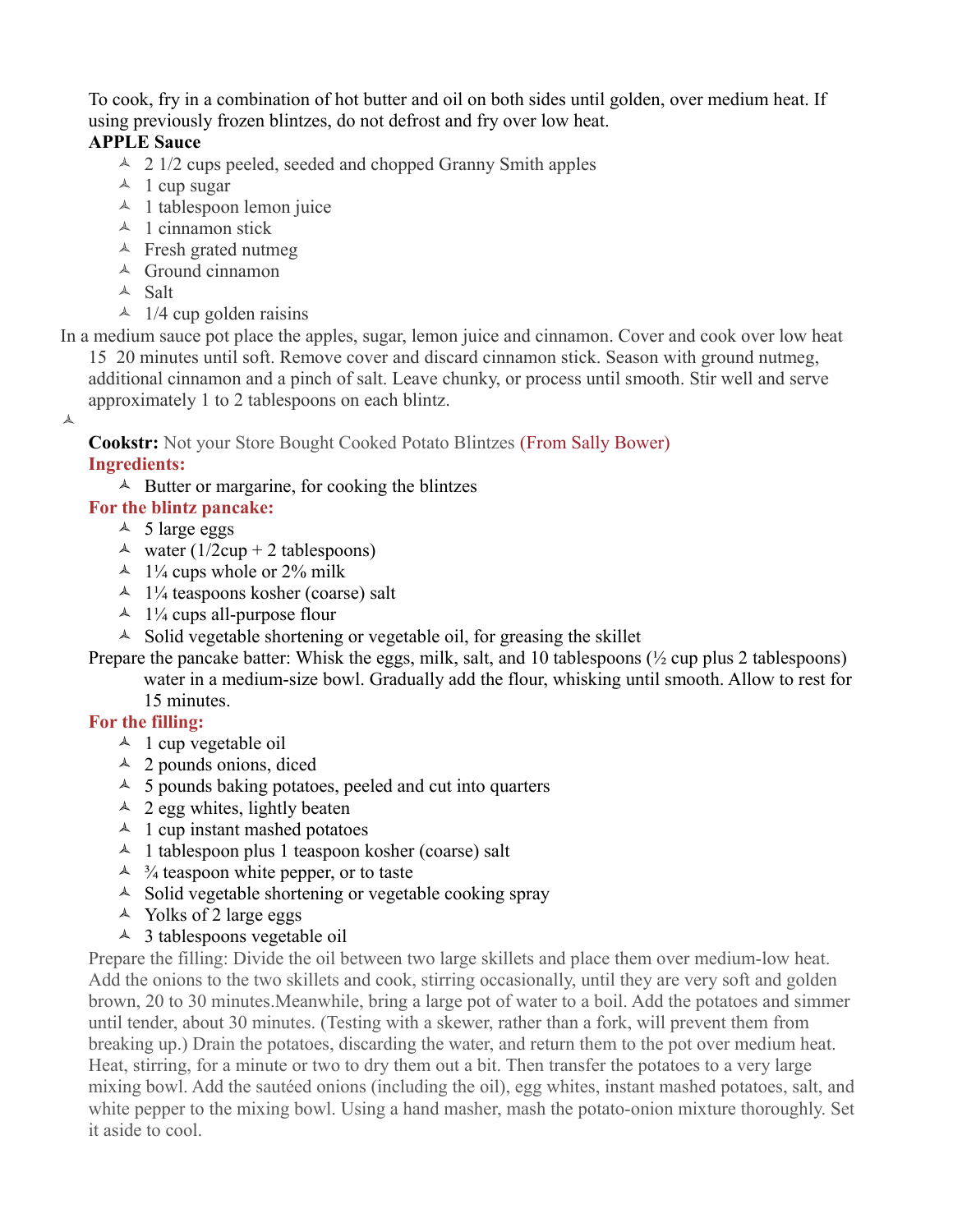To cook, fry in a combination of hot butter and oil on both sides until golden, over medium heat. If using previously frozen blintzes, do not defrost and fry over low heat.

**APPLE Sauce**

- 2 1/2 cups peeled, seeded and chopped Granny Smith apples
- 1 cup sugar
- 1 tablespoon lemon juice
- 1 cinnamon stick
- Fresh grated nutmeg
- Ground cinnamon
- Salt
- 1/4 cup golden raisins

In a medium sauce pot place the apples, sugar, lemon juice and cinnamon. Cover and cook over low heat 15 20 minutes until soft. Remove cover and discard cinnamon stick. Season with ground nutmeg, additional cinnamon and a pinch of salt. Leave chunky, or process until smooth. Stir well and serve approximately 1 to 2 tablespoons on each blintz.

**Cookstr:** Not your Store Bought Cooked Potato Blintzes (From Sally Bower)

**Ingredients:**

- Butter or margarine, for cooking the blintzes

**For the blintz pancake:**

- 5 large eggs
- water (1/2cup + 2 tablespoons)
- 1¼ cups whole or 2% milk
- 1¼ teaspoons kosher (coarse) salt
- 1¼ cups all-purpose flour
- Solid vegetable shortening or vegetable oil, for greasing the skillet

Prepare the pancake batter: Whisk the eggs, milk, salt, and 10 tablespoons (½ cup plus 2 tablespoons) water in a medium-size bowl. Gradually add the flour, whisking until smooth. Allow to rest for 15 minutes.

**For the filling:**

- 1 cup vegetable oil
- 2 pounds onions, diced
- 5 pounds baking potatoes, peeled and cut into quarters
- 2 egg whites, lightly beaten
- 1 cup instant mashed potatoes
- 1 tablespoon plus 1 teaspoon kosher (coarse) salt
- ¾ teaspoon white pepper, or to taste
- Solid vegetable shortening or vegetable cooking spray
- Yolks of 2 large eggs
- 3 tablespoons vegetable oil

Prepare the filling: Divide the oil between two large skillets and place them over medium-low heat. Add the onions to the two skillets and cook, stirring occasionally, until they are very soft and golden brown, 20 to 30 minutes.Meanwhile, bring a large pot of water to a boil. Add the potatoes and simmer until tender, about 30 minutes. (Testing with a skewer, rather than a fork, will prevent them from breaking up.) Drain the potatoes, discarding the water, and return them to the pot over medium heat. Heat, stirring, for a minute or two to dry them out a bit. Then transfer the potatoes to a very large mixing bowl. Add the sautéed onions (including the oil), egg whites, instant mashed potatoes, salt, and white pepper to the mixing bowl. Using a hand masher, mash the potato-onion mixture thoroughly. Set it aside to cool.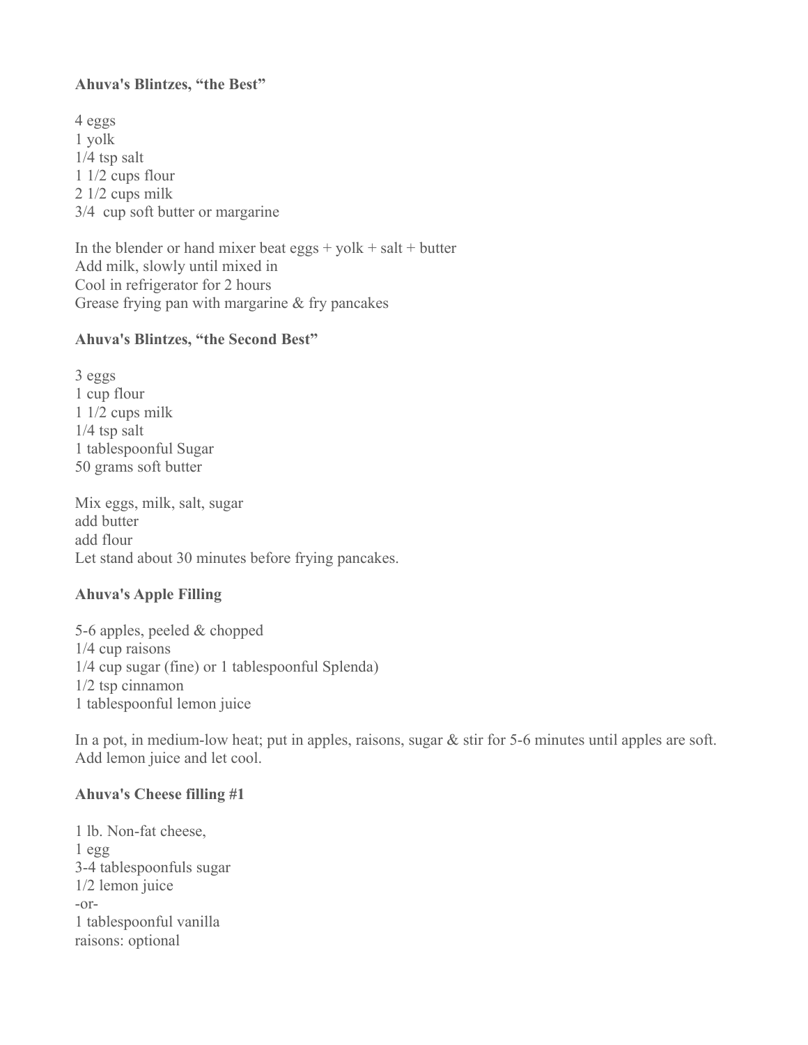**Ahuva's Blintzes, "the Best"**

4 eggs
1 yolk
1/4 tsp salt
1 1/2 cups flour
2 1/2 cups milk
3/4 cup soft butter or margarine

In the blender or hand mixer beat eggs + yolk + salt + butter
Add milk, slowly until mixed in
Cool in refrigerator for 2 hours
Grease frying pan with margarine & fry pancakes

**Ahuva's Blintzes, "the Second Best"**

3 eggs
1 cup flour
1 1/2 cups milk
1/4 tsp salt
1 tablespoonful Sugar
50 grams soft butter

Mix eggs, milk, salt, sugar
add butter
add flour
Let stand about 30 minutes before frying pancakes.

**Ahuva's Apple Filling**

5-6 apples, peeled & chopped
1/4 cup raisons
1/4 cup sugar (fine) or 1 tablespoonful Splenda)
1/2 tsp cinnamon
1 tablespoonful lemon juice

In a pot, in medium-low heat; put in apples, raisons, sugar & stir for 5-6 minutes until apples are soft. Add lemon juice and let cool.

**Ahuva's Cheese filling #1**

1 lb. Non-fat cheese,
1 egg
3-4 tablespoonfuls sugar
1/2 lemon juice
-or-
1 tablespoonful vanilla
raisons: optional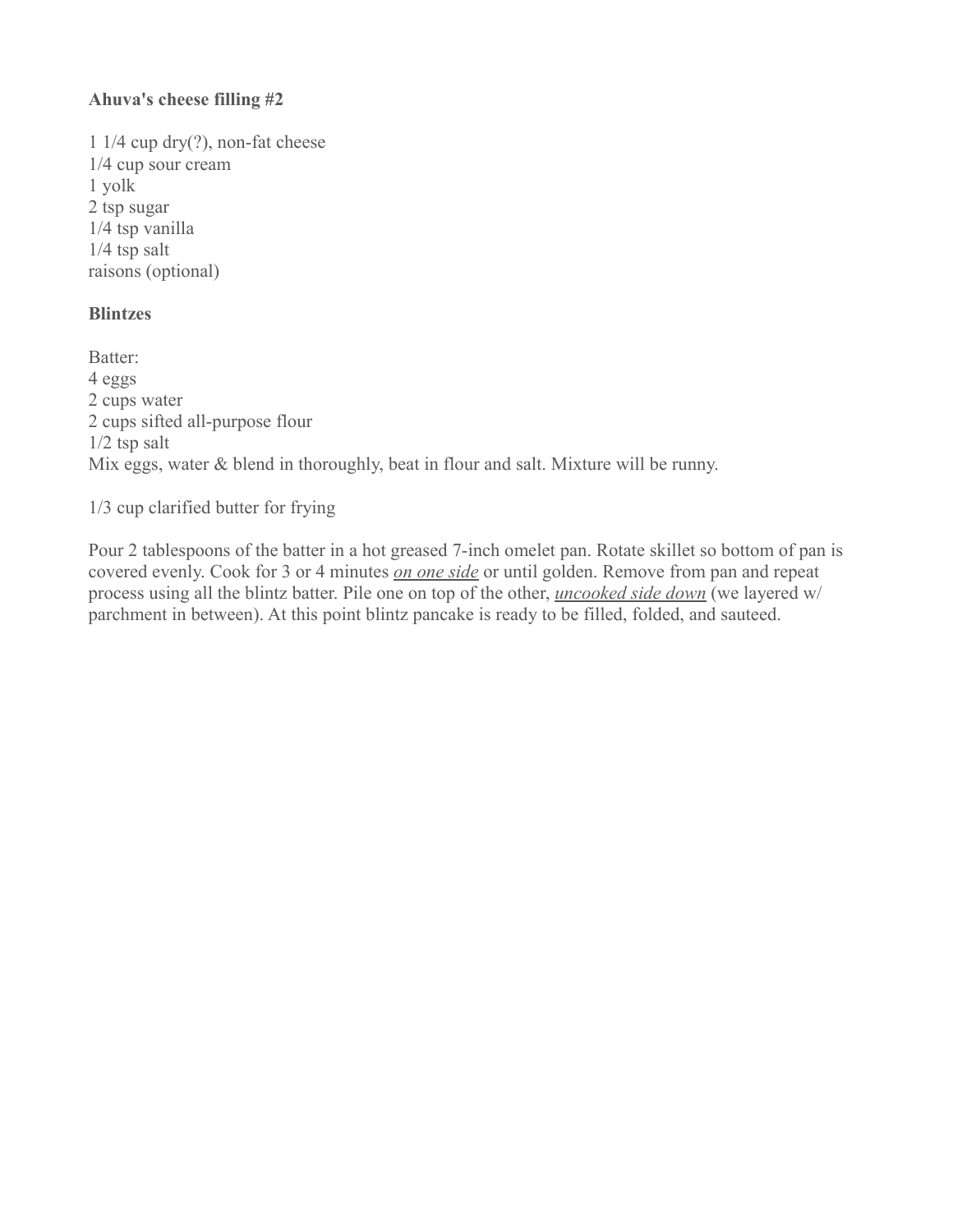**Ahuva's cheese filling #2**

1 1/4 cup dry(?), non-fat cheese
1/4 cup sour cream
1 yolk
2 tsp sugar
1/4 tsp vanilla
1/4 tsp salt
raisons (optional)

**Blintzes**

Batter:
4 eggs
2 cups water
2 cups sifted all-purpose flour
1/2 tsp salt
Mix eggs, water & blend in thoroughly, beat in flour and salt. Mixture will be runny.

1/3 cup clarified butter for frying

Pour 2 tablespoons of the batter in a hot greased 7-inch omelet pan. Rotate skillet so bottom of pan is covered evenly. Cook for 3 or 4 minutes *on one side* or until golden. Remove from pan and repeat process using all the blintz batter. Pile one on top of the other, *uncooked side down* (we layered w/ parchment in between). At this point blintz pancake is ready to be filled, folded, and sauteed.